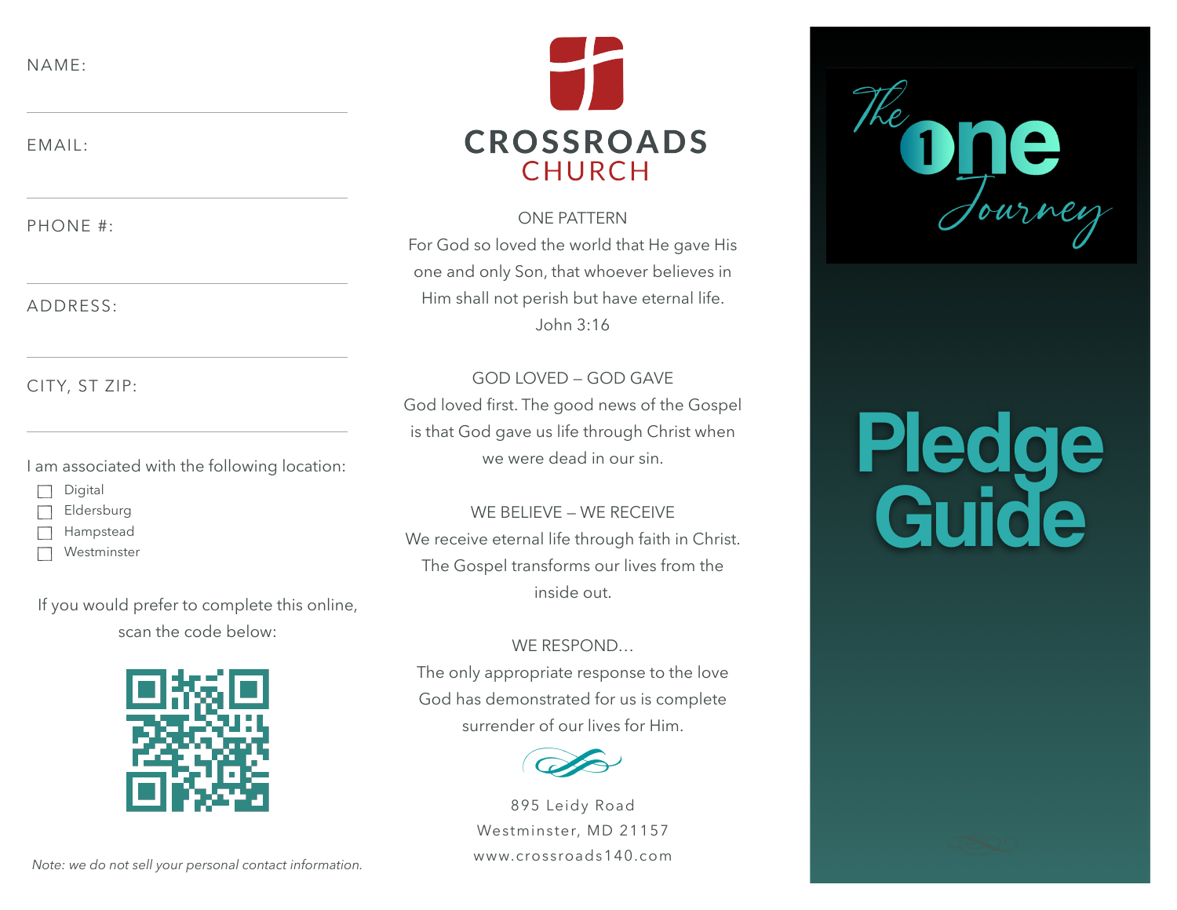NAME:

EMAIL:

PHONE #:

ADDRESS:

CITY, ST ZIP:

I am associated with the following location:

- [ ] Digital
- [ ] Eldersburg
- [ ] Hampstead
- [ ] Westminster

If you would prefer to complete this online, scan the code below:

*Note: we do not sell your personal contact information.*

# CROSSROADS CHURCH

ONE PATTERN

For God so loved the world that He gave His one and only Son, that whoever believes in Him shall not perish but have eternal life.
John 3:16

GOD LOVED – GOD GAVE

God loved first. The good news of the Gospel is that God gave us life through Christ when we were dead in our sin.

WE BELIEVE – WE RECEIVE

We receive eternal life through faith in Christ. The Gospel transforms our lives from the inside out.

WE RESPOND...

The only appropriate response to the love God has demonstrated for us is complete surrender of our lives for Him.

895 Leidy Road
Westminster, MD 21157
www.crossroads140.com

The One Journey

# Pledge Guide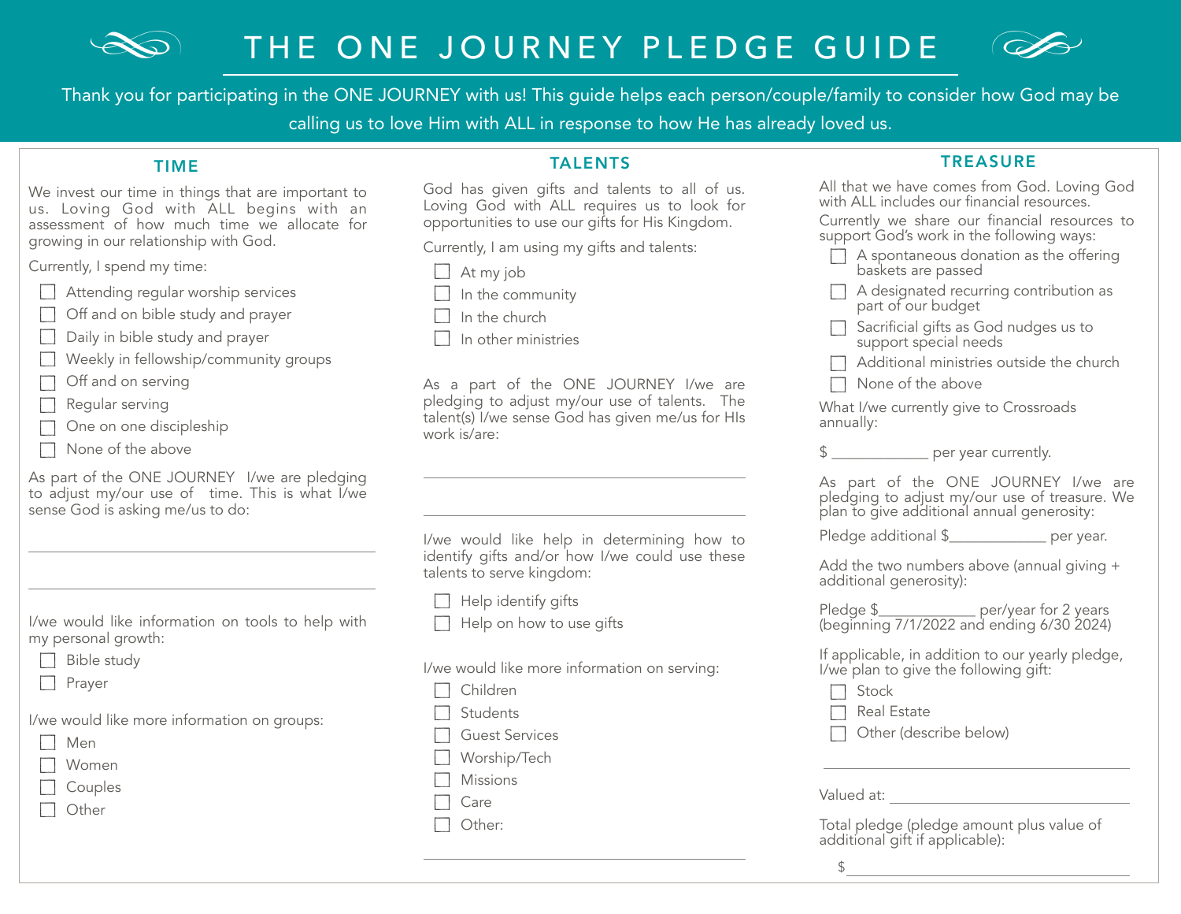# THE ONE JOURNEY PLEDGE GUIDE

Thank you for participating in the ONE JOURNEY with us! This guide helps each person/couple/family to consider how God may be calling us to love Him with ALL in response to how He has already loved us.

## TIME

We invest our time in things that are important to us. Loving God with ALL begins with an assessment of how much time we allocate for growing in our relationship with God.

Currently, I spend my time:

- ☐ Attending regular worship services
- ☐ Off and on bible study and prayer
- ☐ Daily in bible study and prayer
- ☐ Weekly in fellowship/community groups
- ☐ Off and on serving
- ☐ Regular serving
- ☐ One on one discipleship
- ☐ None of the above

As part of the ONE JOURNEY I/we are pledging to adjust my/our use of time. This is what I/we sense God is asking me/us to do:

______________________________

______________________________

I/we would like information on tools to help with my personal growth:

- ☐ Bible study
- ☐ Prayer

I/we would like more information on groups:

- ☐ Men
- ☐ Women
- ☐ Couples
- ☐ Other

## TALENTS

God has given gifts and talents to all of us. Loving God with ALL requires us to look for opportunities to use our gifts for His Kingdom.

Currently, I am using my gifts and talents:

- ☐ At my job
- ☐ In the community
- ☐ In the church
- ☐ In other ministries

As a part of the ONE JOURNEY I/we are pledging to adjust my/our use of talents. The talent(s) I/we sense God has given me/us for HIs work is/are:

______________________________

______________________________

I/we would like help in determining how to identify gifts and/or how I/we could use these talents to serve kingdom:

- ☐ Help identify gifts
- ☐ Help on how to use gifts

I/we would like more information on serving:

- ☐ Children
- ☐ Students
- ☐ Guest Services
- ☐ Worship/Tech
- ☐ Missions
- ☐ Care
- ☐ Other:

______________________________

## TREASURE

All that we have comes from God. Loving God with ALL includes our financial resources.

Currently we share our financial resources to support God's work in the following ways:

- ☐ A spontaneous donation as the offering baskets are passed
- ☐ A designated recurring contribution as part of our budget
- ☐ Sacrificial gifts as God nudges us to support special needs
- ☐ Additional ministries outside the church
- ☐ None of the above

What I/we currently give to Crossroads annually:

$ ____________ per year currently.

As part of the ONE JOURNEY I/we are pledging to adjust my/our use of treasure. We plan to give additional annual generosity:

Pledge additional $____________ per year.

Add the two numbers above (annual giving + additional generosity):

Pledge $____________ per/year for 2 years (beginning 7/1/2022 and ending 6/30 2024)

If applicable, in addition to our yearly pledge, I/we plan to give the following gift:

- ☐ Stock
- ☐ Real Estate
- ☐ Other (describe below)

______________________________

Valued at: ______________________________

Total pledge (pledge amount plus value of additional gift if applicable):

$______________________________